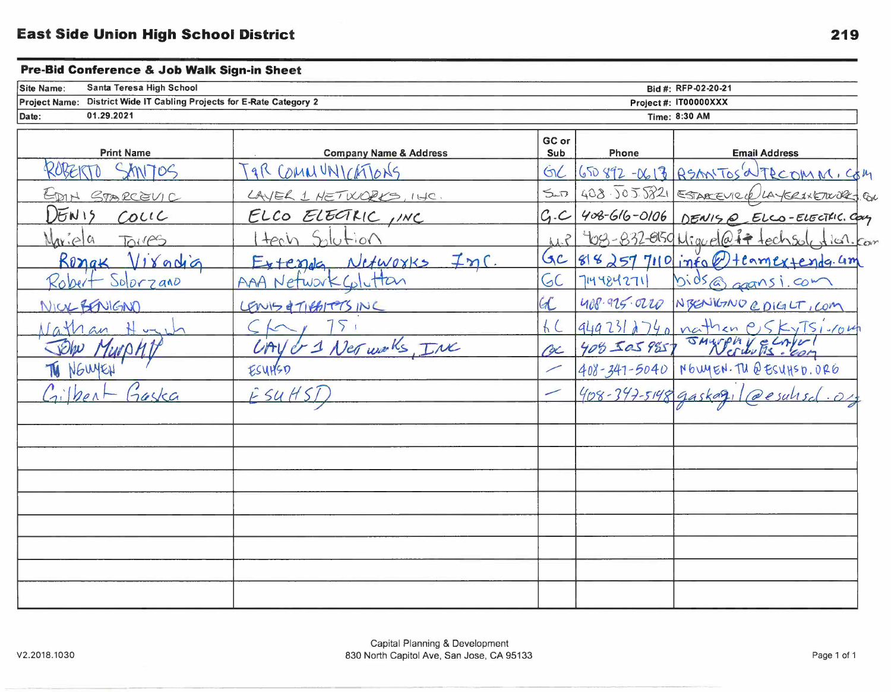**East Side Union High School District**

## Pre-Bid Conference & Job Walk Sign-in Sheet

| | | | |
|---|---|---|---|
| **Site Name:** | Santa Teresa High School | **Bid #:** | RFP-02-20-21 |
| **Project Name:** | District Wide IT Cabling Projects for E-Rate Category 2 | **Project #:** | IT00000XXX |
| **Date:** | 01.29.2021 | **Time:** | 8:30 AM |

| Print Name | Company Name & Address | GC or Sub | Phone | Email Address |
|---|---|---|---|---|
| ROBERTO SANTOS | T&R COMMUNICATIONS | GC | 650 892-0613 | RSANTOS@TRCOMM.COM |
| EDIN STARCEVIC | LAYER 1 NETWORKS, INC. | SUB | 408.505.5821 | ESTARCEVIC@LAYER1NETWORKS.COM |
| DENIS COLIC | ELCO ELECTRIC, INC | G.C | 408-616-0106 | DENIS@ELCO-ELECTRIC.COM |
| Mariela Torres | Itech Solution | M.P | 408-832-8150 | Miguel@ittechsolution.com |
| Roman Vixadia | Extenda Networks Inc. | GC | 818 257 7110 | info@teamextenda.com |
| Robert Solorzano | AAA Network Solution | GC | 7144842711 | bids@aaansi.com |
| NICK BENIGNO | LEWIS & TIBBITTS INC | GC | 408.925.0220 | NBENIGNO@DIGLT.COM |
| Nathan Hugh | Sky TSI | GC | 9492312740 | nathan@SkyTSI.com |
| John Murphy | LAYER 1 Networks, INC | GC | 408 505 9857 | JMurphy@Layer1Networks.com |
| TU NGUYEN | ESUHSD | — | 408-347-5040 | NGUYEN.TU@ESUHSD.ORG |
| Gilbert Gaska | ESUHSD | — | 408-347-5148 | gaskagil@esuhsd.org |
| | | | | |
| | | | | |
| | | | | |
| | | | | |
| | | | | |
| | | | | |
| | | | | |
| | | | | |
| | | | | |

V2.2018.1030

Capital Planning & Development
830 North Capitol Ave, San Jose, CA 95133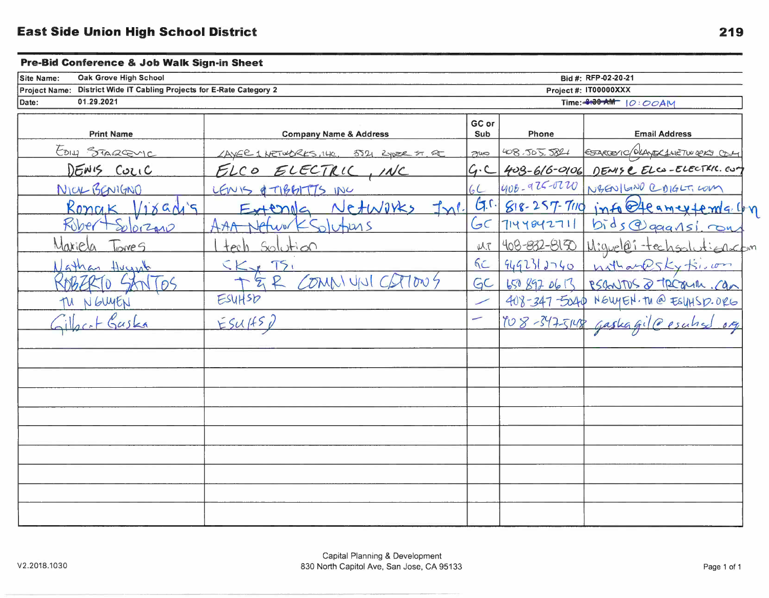# East Side Union High School District

## Pre-Bid Conference & Job Walk Sign-in Sheet

| | | | |
|---|---|---|---|
| Site Name: | Oak Grove High School | Bid #: | RFP-02-20-21 |
| Project Name: | District Wide IT Cabling Projects for E-Rate Category 2 | Project #: | IT00000XXX |
| Date: | 01.29.2021 | Time: | ~~9:30 AM~~ 10:00AM |

| Print Name | Company Name & Address | GC or Sub | Phone | Email Address |
|---|---|---|---|---|
| Edin Starcevic | Layer 1 Networks, Inc. 3521 Ryder St. SC | Sub | 408.505.5821 | ESTARCEVIC@LAYER1NETWORKS.COM |
| DENIS COLIC | ELCO ELECTRIC, INC | G.C | 408-616-0106 | DENIS@ELCO-ELECTRIC.COM |
| NICK BENIGNO | LEWIS & TIBBITTS INC | GC | 408-925-0220 | NBENIGNO@DIGLT.COM |
| Ronak Vixadia | Extenda Networks Inc. | G.C. | 818-257-7110 | info@teamextenda.com |
| Robert Solorzano | AAA Network Solutions | GC | 7144842711 | bids@aaansi.com |
| Mariela Torres | I tech Solution | MT | 408-832-8150 | Miguel@i-techsolution.com |
| Nathan Huynh | SKY TSI | GC | 9492312740 | nathan@skytsi.com |
| ROBERTO SANTOS | T&R COMMUNICATIONS | GC | 650 892 0613 | RSANTOS@TRCOMM.COM |
| TU NGUYEN | ESUHSD | — | 408-347-5040 | NGUYEN.TU@ESUHSD.ORG |
| Gilbert Gaska | ESUHSD | — | 408-347-5148 | gaskagil@esuhsd.org |
| | | | | |
| | | | | |
| | | | | |
| | | | | |
| | | | | |
| | | | | |
| | | | | |
| | | | | |
| | | | | |
| | | | | |

V2.2018.1030

Capital Planning & Development
830 North Capitol Ave, San Jose, CA 95133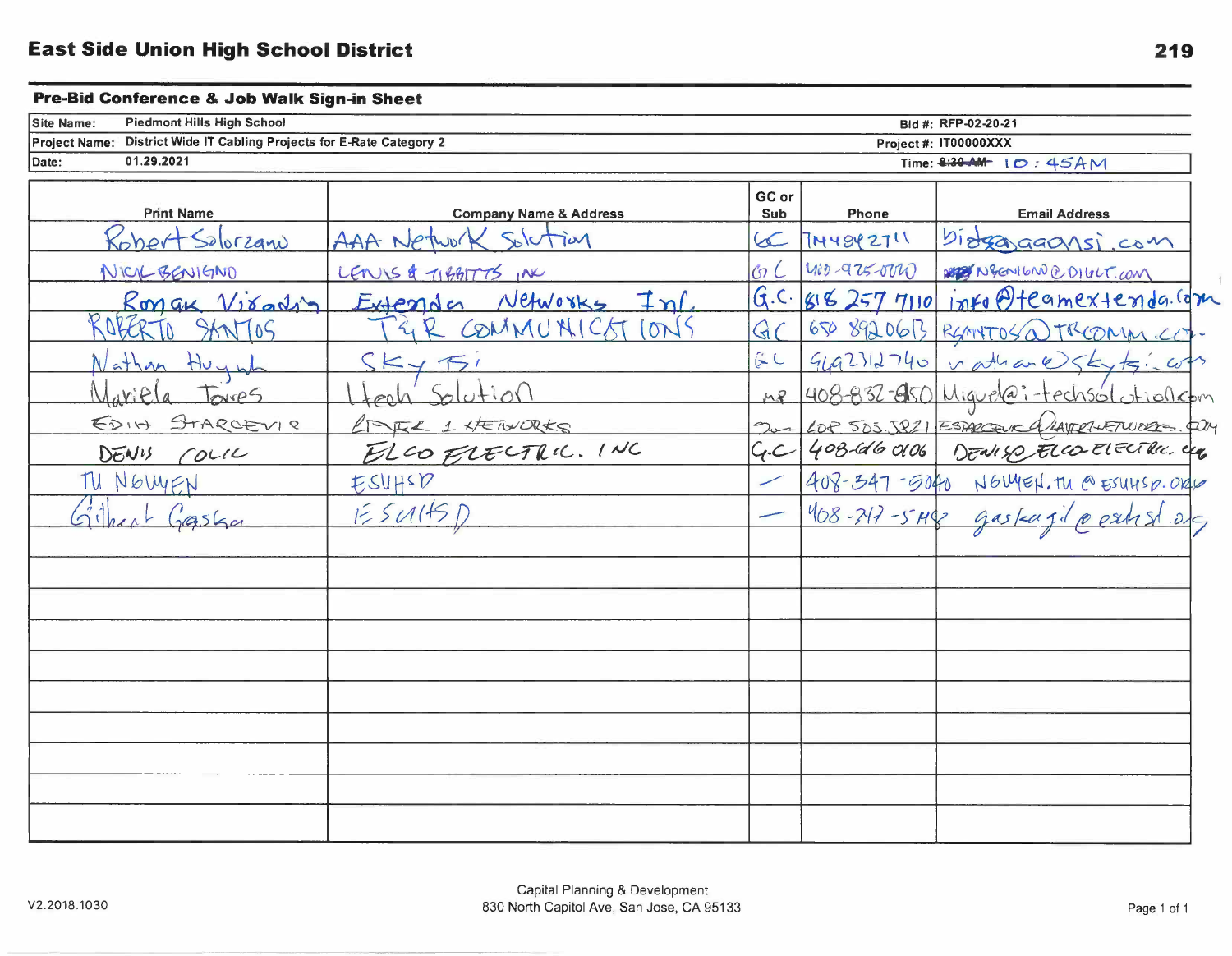## East Side Union High School District

### Pre-Bid Conference & Job Walk Sign-in Sheet

| Site Name: | Piedmont Hills High School | Bid #: | RFP-02-20-21 |
|---|---|---|---|
| Project Name: | District Wide IT Cabling Projects for E-Rate Category 2 | Project #: | IT00000XXX |
| Date: | 01.29.2021 | Time: | ~~8:30 AM~~ 10:45AM |

| Print Name | Company Name & Address | GC or Sub | Phone | Email Address |
|---|---|---|---|---|
| Robert Solorzano | AAA Network Solution | GC | 7144842711 | bids@aaansi.com |
| NICK BENIGNO | LEWIS & TIBBITTS INC | GC | 408-925-0000 | NBENIGNO@DIGLT.COM |
| Roman Viradin | Extenda Networks Inc. | G.C. | 818 257 7110 | info@teamextenda.com |
| ROBERTO SANTOS | T&R COMMUNICATIONS | GC | 650 8920613 | RSANTOS@TRCOMM.CO- |
| Nathan Huynh | Sky Fi | GC | 4692312740 | nathan@skyfi.com |
| Mariela Torres | Itech Solution | MB | 408-832-8150 | Miguel@i-techsolution.com |
| EDIN STARCEVIC | LAYER 1 NETWORKS | Sub | 408 505 5821 | ESTARCEVIC@LAYER1NETWORKS.COM |
| DENIS COLIC | ELCO ELECTRIC. INC | G.C | 408-646 0106 | DENIS@ELCO-ELECTRIC.US |
| TU NGUYEN | ESUHSD | — | 408-347-5040 | NGUYEN.TU@ESUHSD.ORG |
| Gilbert Gaska | ESUHSD | — | 408-347-5148 | gaskagil@esuhsd.org |
| | | | | |
| | | | | |
| | | | | |
| | | | | |
| | | | | |
| | | | | |
| | | | | |
| | | | | |
| | | | | |
| | | | | |

V2.2018.1030

Capital Planning & Development
830 North Capitol Ave, San Jose, CA 95133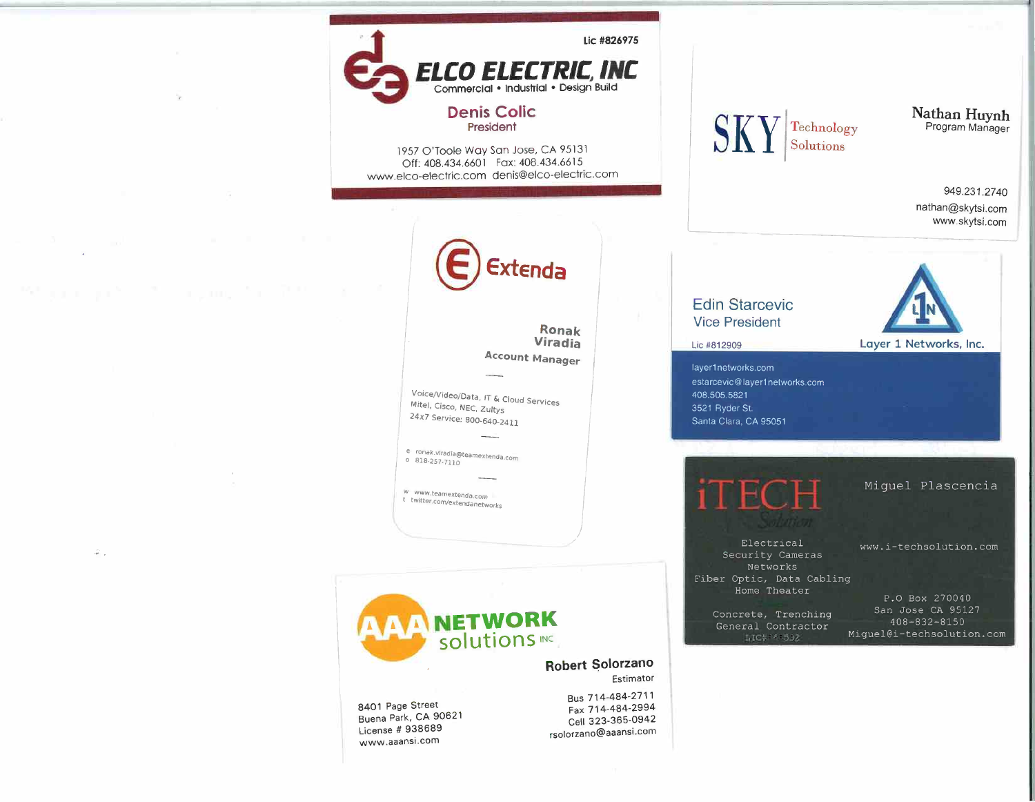Lic #826975

**ELCO ELECTRIC, INC**

Commercial • Industrial • Design Build

**Denis Colic**
President

1957 O'Toole Way San Jose, CA 95131
Off: 408.434.6601 Fax: 408.434.6615
www.elco-electric.com denis@elco-electric.com

---

SKY Technology Solutions

**Nathan Huynh**
Program Manager

949.231.2740
nathan@skytsi.com
www.skytsi.com

---

Extenda

**Ronak Viradia**
Account Manager

Voice/Video/Data, IT & Cloud Services
Mitel, Cisco, NEC, Zultys
24x7 Service: 800-640-2411

e ronak.viradia@teamextenda.com
o 818-257-7110

w www.teamextenda.com
t twitter.com/extendanetworks

---

Edin Starcevic
Vice President

Lic #812909

Layer 1 Networks, Inc.

layer1networks.com
estarcevic@layer1networks.com
408.505.5821
3521 Ryder St.
Santa Clara, CA 95051

---

iTECH Solution

Miguel Plascencia

Electrical
Security Cameras
Networks
Fiber Optic, Data Cabling
Home Theater

Concrete, Trenching
General Contractor
LIC# ?6552

www.i-techsolution.com

P.O Box 270040
San Jose CA 95127
408-832-8150
Miguel@i-techsolution.com

---

AAA NETWORK solutions INC

**Robert Solorzano**
Estimator

8401 Page Street
Buena Park, CA 90621
License # 938689
www.aaansi.com

Bus 714-484-2711
Fax 714-484-2994
Cell 323-365-0942
rsolorzano@aaansi.com